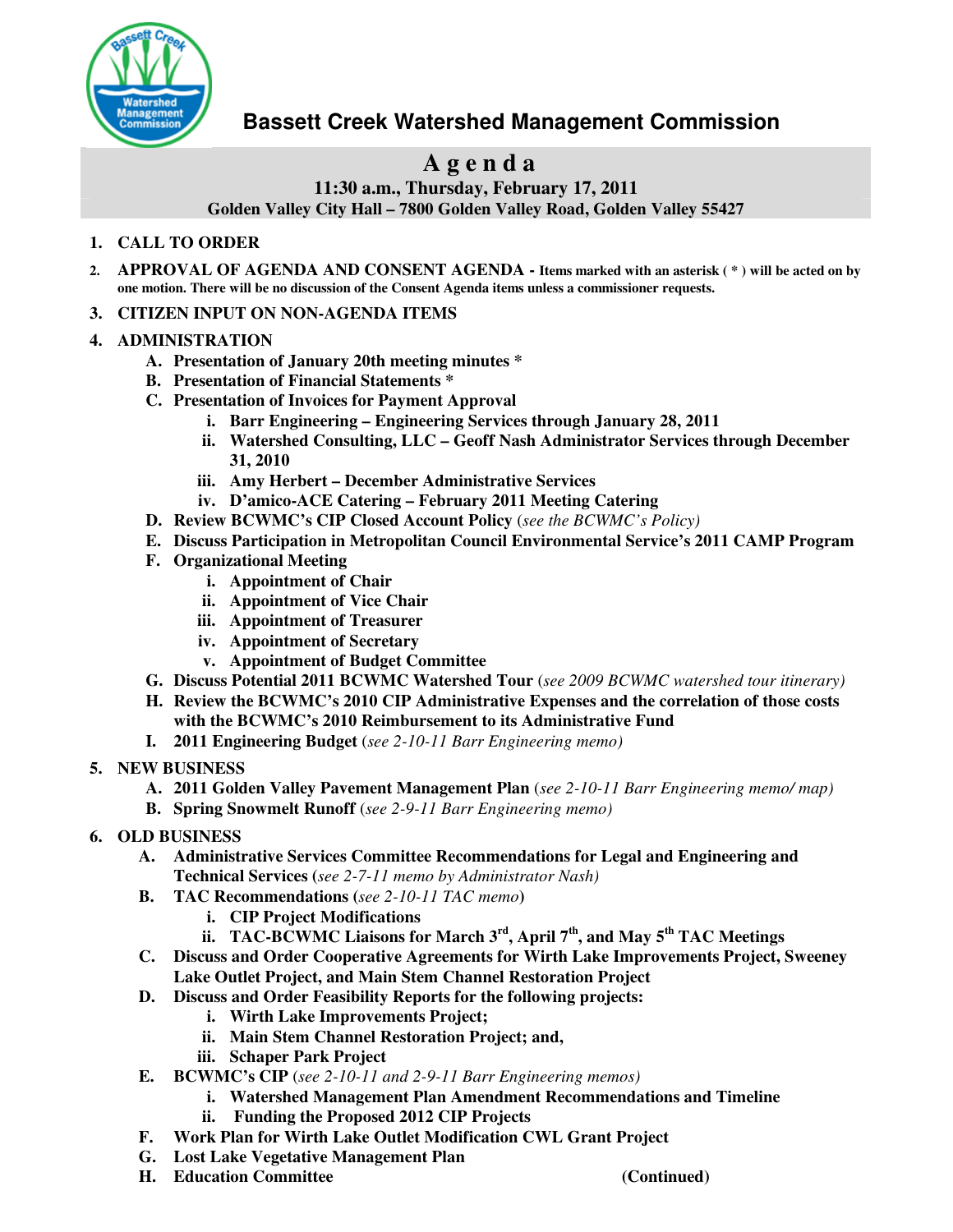# Bassett Creek Watershed Management Commission

## Agenda

**11:30 a.m., Thursday, February 17, 2011**
**Golden Valley City Hall – 7800 Golden Valley Road, Golden Valley 55427**

1. **CALL TO ORDER**
2. **APPROVAL OF AGENDA AND CONSENT AGENDA - Items marked with an asterisk ( * ) will be acted on by one motion. There will be no discussion of the Consent Agenda items unless a commissioner requests.**
3. **CITIZEN INPUT ON NON-AGENDA ITEMS**
4. **ADMINISTRATION**
   - A. **Presentation of January 20th meeting minutes \***
   - B. **Presentation of Financial Statements \***
   - C. **Presentation of Invoices for Payment Approval**
     - i. **Barr Engineering – Engineering Services through January 28, 2011**
     - ii. **Watershed Consulting, LLC – Geoff Nash Administrator Services through December 31, 2010**
     - iii. **Amy Herbert – December Administrative Services**
     - iv. **D'amico-ACE Catering – February 2011 Meeting Catering**
   - D. **Review BCWMC's CIP Closed Account Policy** *(see the BCWMC's Policy)*
   - E. **Discuss Participation in Metropolitan Council Environmental Service's 2011 CAMP Program**
   - F. **Organizational Meeting**
     - i. **Appointment of Chair**
     - ii. **Appointment of Vice Chair**
     - iii. **Appointment of Treasurer**
     - iv. **Appointment of Secretary**
     - v. **Appointment of Budget Committee**
   - G. **Discuss Potential 2011 BCWMC Watershed Tour** *(see 2009 BCWMC watershed tour itinerary)*
   - H. **Review the BCWMC's 2010 CIP Administrative Expenses and the correlation of those costs with the BCWMC's 2010 Reimbursement to its Administrative Fund**
   - I. **2011 Engineering Budget** *(see 2-10-11 Barr Engineering memo)*
5. **NEW BUSINESS**
   - A. **2011 Golden Valley Pavement Management Plan** *(see 2-10-11 Barr Engineering memo/ map)*
   - B. **Spring Snowmelt Runoff** *(see 2-9-11 Barr Engineering memo)*
6. **OLD BUSINESS**
   - A. **Administrative Services Committee Recommendations for Legal and Engineering and Technical Services** *(see 2-7-11 memo by Administrator Nash)*
   - B. **TAC Recommendations** *(see 2-10-11 TAC memo)*
     - i. **CIP Project Modifications**
     - ii. **TAC-BCWMC Liaisons for March 3rd, April 7th, and May 5th TAC Meetings**
   - C. **Discuss and Order Cooperative Agreements for Wirth Lake Improvements Project, Sweeney Lake Outlet Project, and Main Stem Channel Restoration Project**
   - D. **Discuss and Order Feasibility Reports for the following projects:**
     - i. **Wirth Lake Improvements Project;**
     - ii. **Main Stem Channel Restoration Project; and,**
     - iii. **Schaper Park Project**
   - E. **BCWMC's CIP** *(see 2-10-11 and 2-9-11 Barr Engineering memos)*
     - i. **Watershed Management Plan Amendment Recommendations and Timeline**
     - ii. **Funding the Proposed 2012 CIP Projects**
   - F. **Work Plan for Wirth Lake Outlet Modification CWL Grant Project**
   - G. **Lost Lake Vegetative Management Plan**
   - H. **Education Committee**

**(Continued)**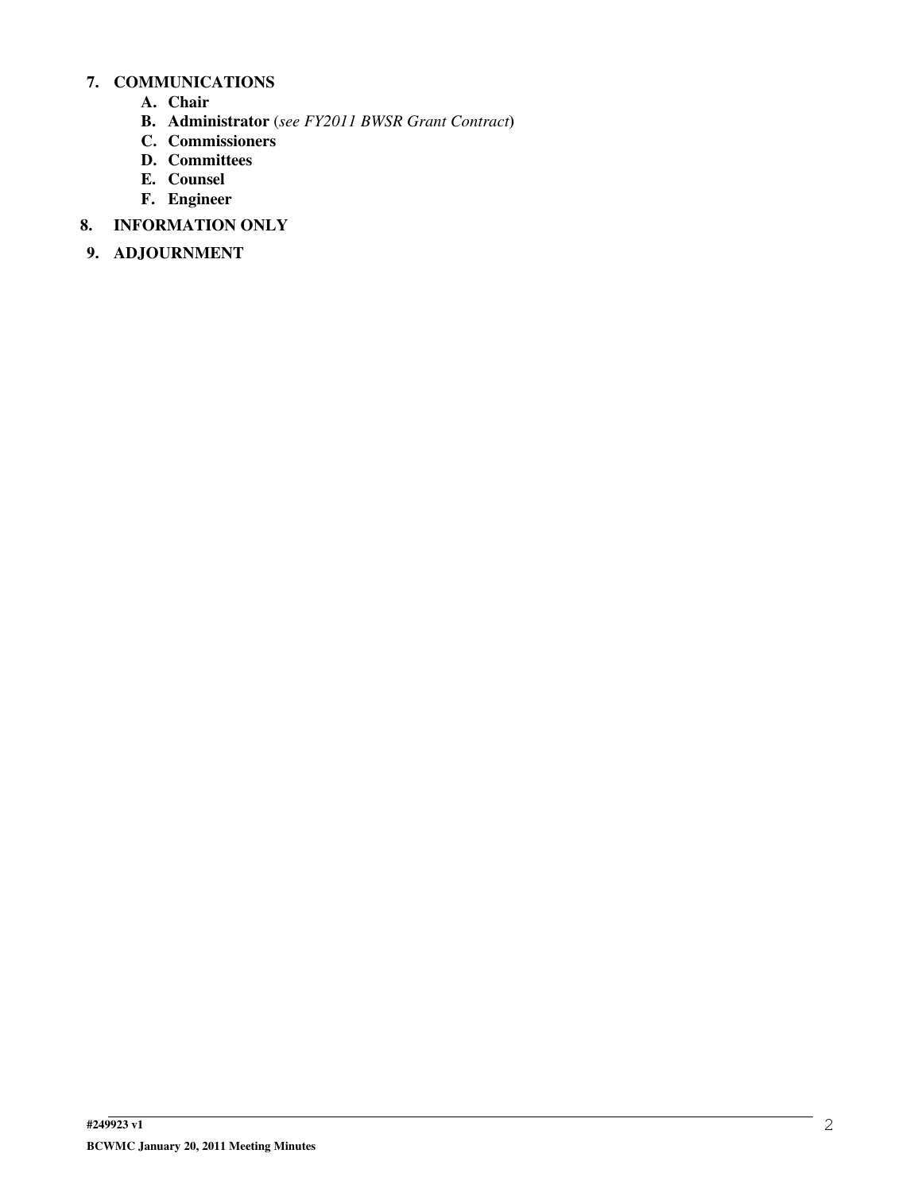7. **COMMUNICATIONS**
   - A. **Chair**
   - B. **Administrator** (*see FY2011 BWSR Grant Contract*)
   - C. **Commissioners**
   - D. **Committees**
   - E. **Counsel**
   - F. **Engineer**
8. **INFORMATION ONLY**
9. **ADJOURNMENT**